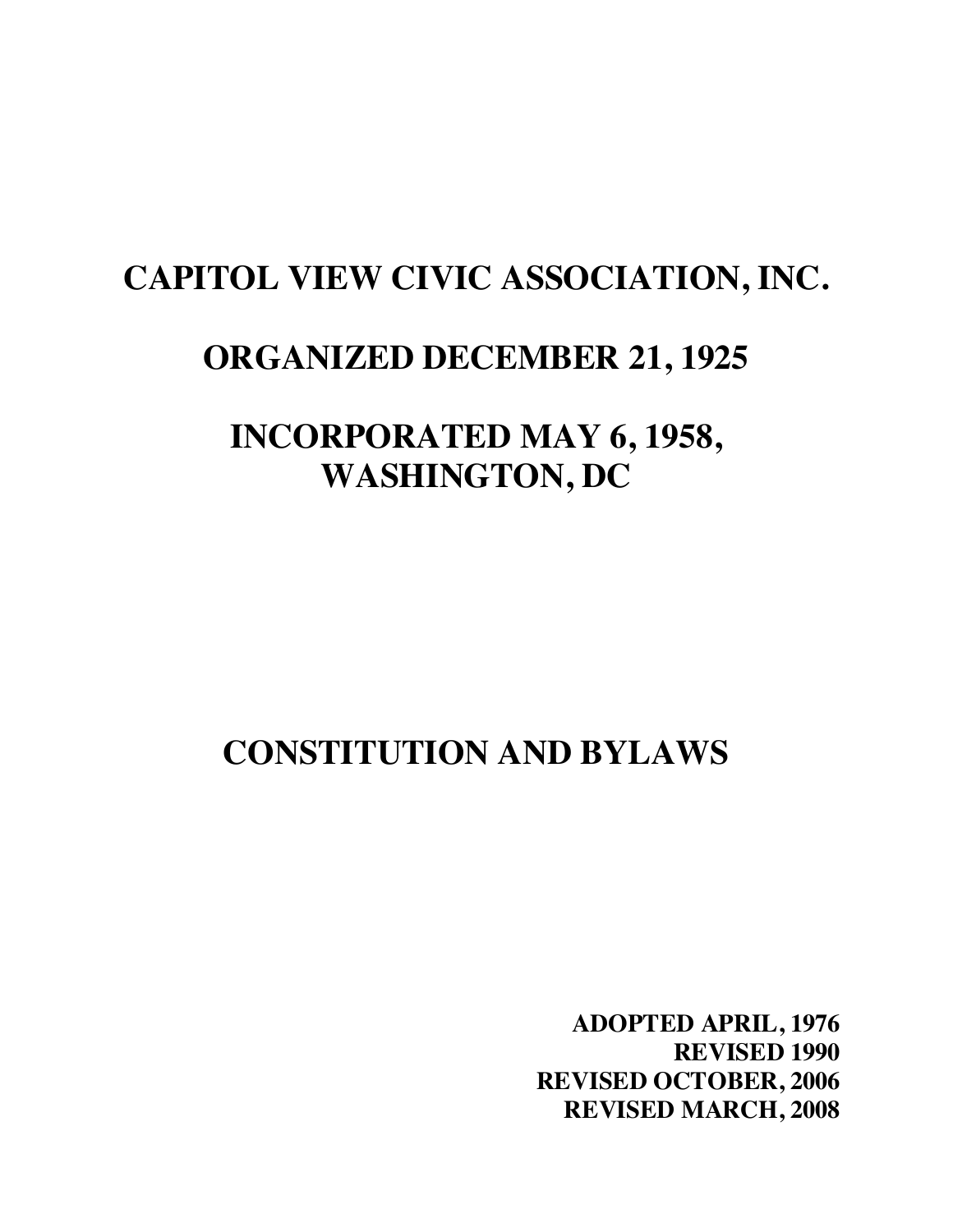# CAPITOL VIEW CIVIC ASSOCIATION, INC.

## ORGANIZED DECEMBER 21, 1925

## INCORPORATED MAY 6, 1958, WASHINGTON, DC

# CONSTITUTION AND BYLAWS

**ADOPTED APRIL, 1976**
**REVISED 1990**
**REVISED OCTOBER, 2006**
**REVISED MARCH, 2008**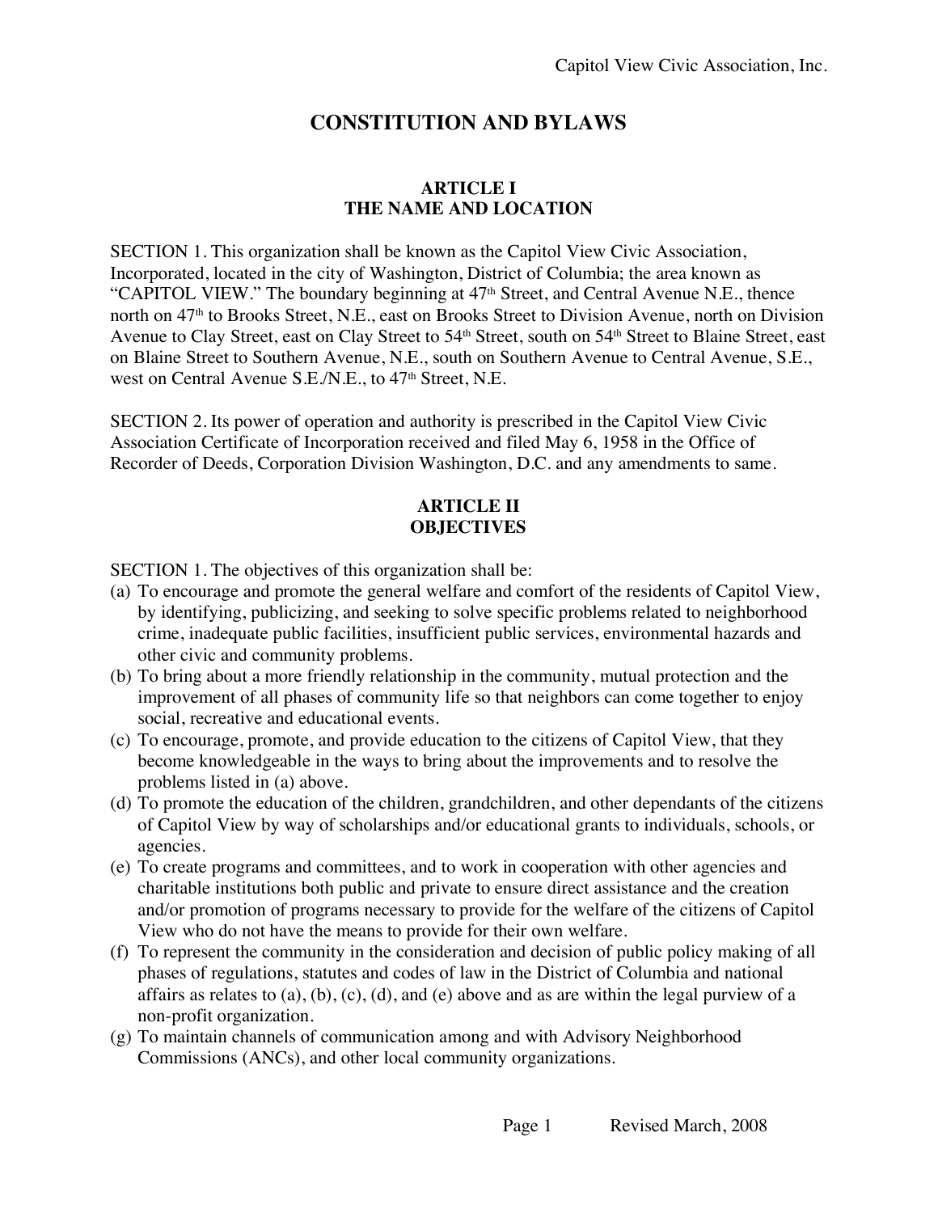# CONSTITUTION AND BYLAWS

## ARTICLE I
## THE NAME AND LOCATION

SECTION 1. This organization shall be known as the Capitol View Civic Association, Incorporated, located in the city of Washington, District of Columbia; the area known as "CAPITOL VIEW." The boundary beginning at 47th Street, and Central Avenue N.E., thence north on 47th to Brooks Street, N.E., east on Brooks Street to Division Avenue, north on Division Avenue to Clay Street, east on Clay Street to 54th Street, south on 54th Street to Blaine Street, east on Blaine Street to Southern Avenue, N.E., south on Southern Avenue to Central Avenue, S.E., west on Central Avenue S.E./N.E., to 47th Street, N.E.

SECTION 2. Its power of operation and authority is prescribed in the Capitol View Civic Association Certificate of Incorporation received and filed May 6, 1958 in the Office of Recorder of Deeds, Corporation Division Washington, D.C. and any amendments to same.

## ARTICLE II
## OBJECTIVES

SECTION 1. The objectives of this organization shall be:

(a) To encourage and promote the general welfare and comfort of the residents of Capitol View, by identifying, publicizing, and seeking to solve specific problems related to neighborhood crime, inadequate public facilities, insufficient public services, environmental hazards and other civic and community problems.

(b) To bring about a more friendly relationship in the community, mutual protection and the improvement of all phases of community life so that neighbors can come together to enjoy social, recreative and educational events.

(c) To encourage, promote, and provide education to the citizens of Capitol View, that they become knowledgeable in the ways to bring about the improvements and to resolve the problems listed in (a) above.

(d) To promote the education of the children, grandchildren, and other dependants of the citizens of Capitol View by way of scholarships and/or educational grants to individuals, schools, or agencies.

(e) To create programs and committees, and to work in cooperation with other agencies and charitable institutions both public and private to ensure direct assistance and the creation and/or promotion of programs necessary to provide for the welfare of the citizens of Capitol View who do not have the means to provide for their own welfare.

(f) To represent the community in the consideration and decision of public policy making of all phases of regulations, statutes and codes of law in the District of Columbia and national affairs as relates to (a), (b), (c), (d), and (e) above and as are within the legal purview of a non-profit organization.

(g) To maintain channels of communication among and with Advisory Neighborhood Commissions (ANCs), and other local community organizations.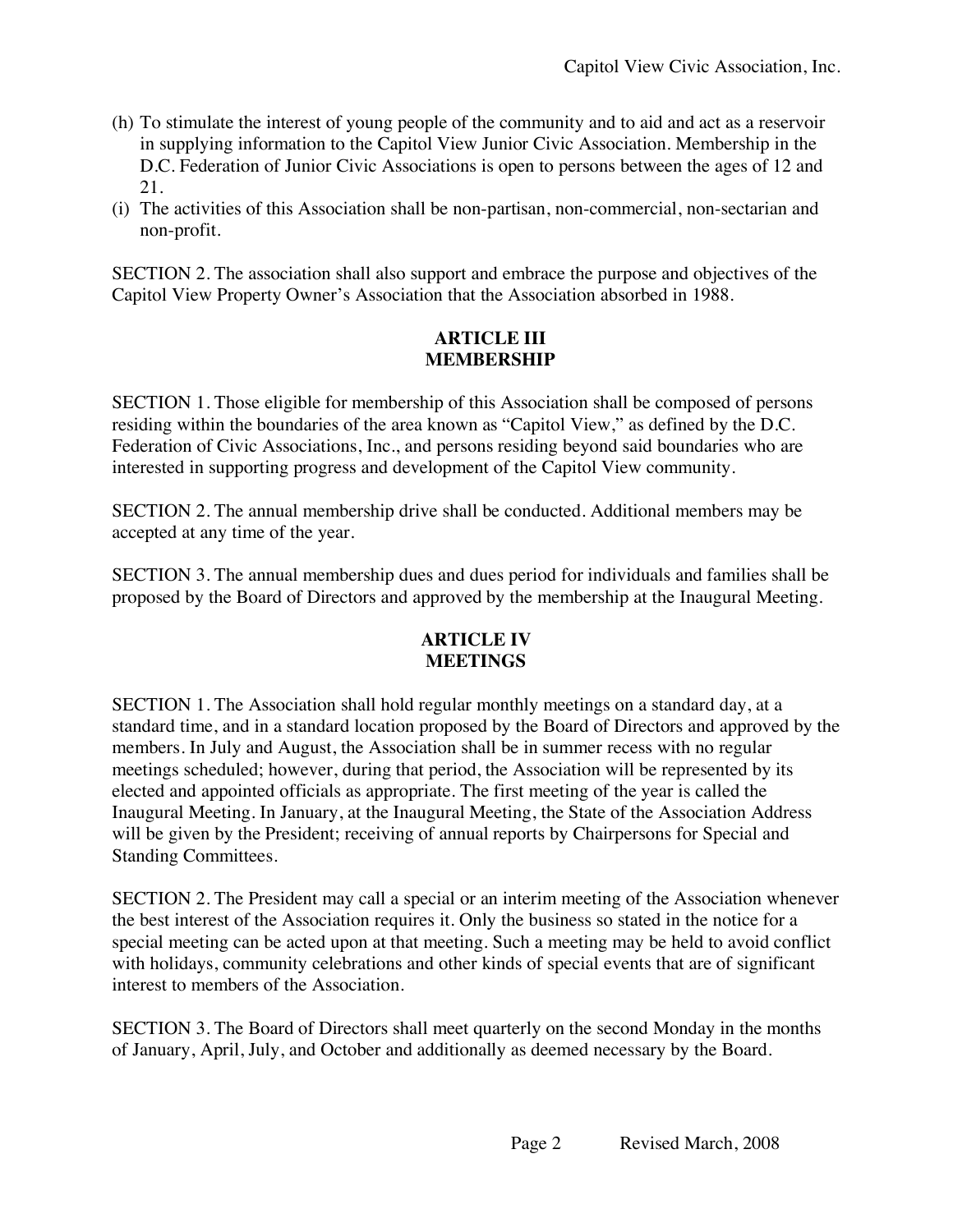(h) To stimulate the interest of young people of the community and to aid and act as a reservoir in supplying information to the Capitol View Junior Civic Association. Membership in the D.C. Federation of Junior Civic Associations is open to persons between the ages of 12 and 21.
(i) The activities of this Association shall be non-partisan, non-commercial, non-sectarian and non-profit.

SECTION 2. The association shall also support and embrace the purpose and objectives of the Capitol View Property Owner's Association that the Association absorbed in 1988.

## ARTICLE III
## MEMBERSHIP

SECTION 1. Those eligible for membership of this Association shall be composed of persons residing within the boundaries of the area known as "Capitol View," as defined by the D.C. Federation of Civic Associations, Inc., and persons residing beyond said boundaries who are interested in supporting progress and development of the Capitol View community.

SECTION 2. The annual membership drive shall be conducted. Additional members may be accepted at any time of the year.

SECTION 3. The annual membership dues and dues period for individuals and families shall be proposed by the Board of Directors and approved by the membership at the Inaugural Meeting.

## ARTICLE IV
## MEETINGS

SECTION 1. The Association shall hold regular monthly meetings on a standard day, at a standard time, and in a standard location proposed by the Board of Directors and approved by the members. In July and August, the Association shall be in summer recess with no regular meetings scheduled; however, during that period, the Association will be represented by its elected and appointed officials as appropriate. The first meeting of the year is called the Inaugural Meeting. In January, at the Inaugural Meeting, the State of the Association Address will be given by the President; receiving of annual reports by Chairpersons for Special and Standing Committees.

SECTION 2. The President may call a special or an interim meeting of the Association whenever the best interest of the Association requires it. Only the business so stated in the notice for a special meeting can be acted upon at that meeting. Such a meeting may be held to avoid conflict with holidays, community celebrations and other kinds of special events that are of significant interest to members of the Association.

SECTION 3. The Board of Directors shall meet quarterly on the second Monday in the months of January, April, July, and October and additionally as deemed necessary by the Board.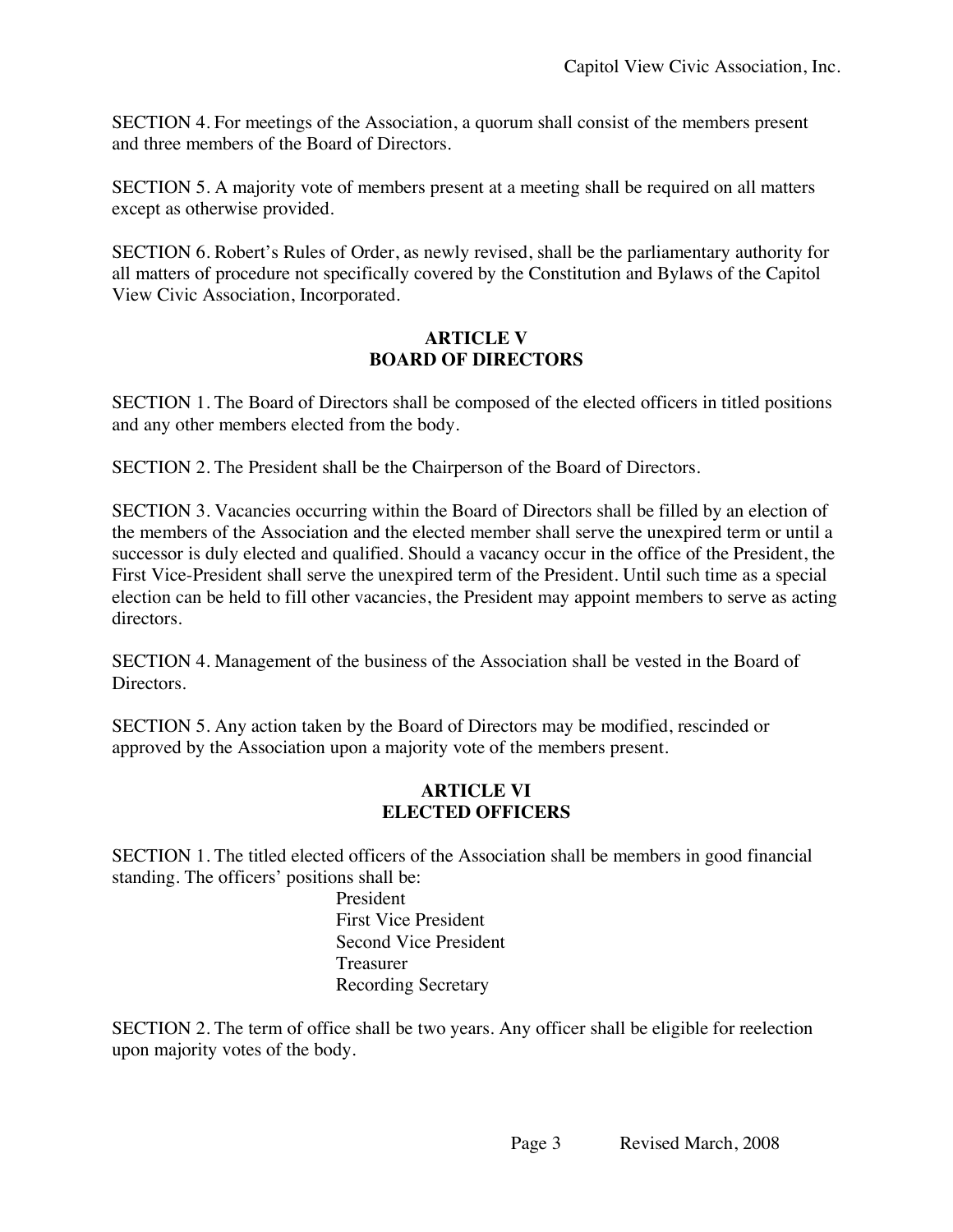SECTION 4. For meetings of the Association, a quorum shall consist of the members present and three members of the Board of Directors.

SECTION 5. A majority vote of members present at a meeting shall be required on all matters except as otherwise provided.

SECTION 6. Robert's Rules of Order, as newly revised, shall be the parliamentary authority for all matters of procedure not specifically covered by the Constitution and Bylaws of the Capitol View Civic Association, Incorporated.

## ARTICLE V
## BOARD OF DIRECTORS

SECTION 1. The Board of Directors shall be composed of the elected officers in titled positions and any other members elected from the body.

SECTION 2. The President shall be the Chairperson of the Board of Directors.

SECTION 3. Vacancies occurring within the Board of Directors shall be filled by an election of the members of the Association and the elected member shall serve the unexpired term or until a successor is duly elected and qualified. Should a vacancy occur in the office of the President, the First Vice-President shall serve the unexpired term of the President. Until such time as a special election can be held to fill other vacancies, the President may appoint members to serve as acting directors.

SECTION 4. Management of the business of the Association shall be vested in the Board of Directors.

SECTION 5. Any action taken by the Board of Directors may be modified, rescinded or approved by the Association upon a majority vote of the members present.

## ARTICLE VI
## ELECTED OFFICERS

SECTION 1. The titled elected officers of the Association shall be members in good financial standing. The officers' positions shall be:

- President
- First Vice President
- Second Vice President
- Treasurer
- Recording Secretary

SECTION 2. The term of office shall be two years. Any officer shall be eligible for reelection upon majority votes of the body.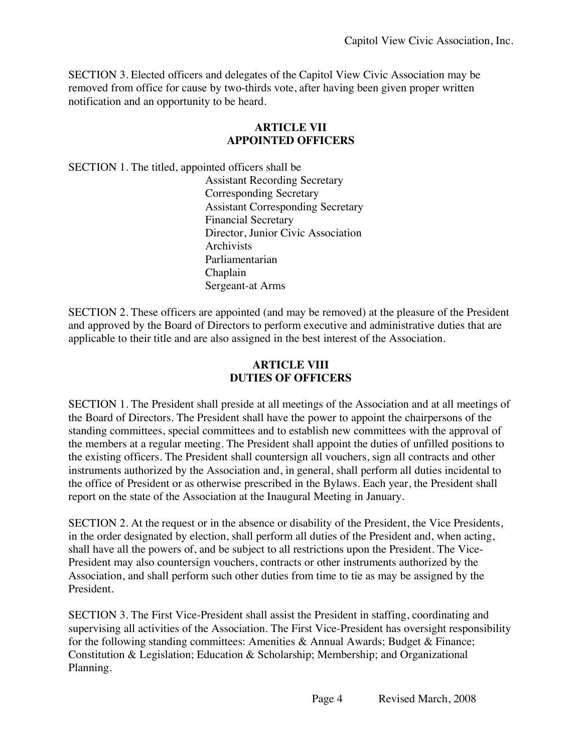SECTION 3. Elected officers and delegates of the Capitol View Civic Association may be removed from office for cause by two-thirds vote, after having been given proper written notification and an opportunity to be heard.

## ARTICLE VII
## APPOINTED OFFICERS

SECTION 1. The titled, appointed officers shall be

- Assistant Recording Secretary
- Corresponding Secretary
- Assistant Corresponding Secretary
- Financial Secretary
- Director, Junior Civic Association
- Archivists
- Parliamentarian
- Chaplain
- Sergeant-at Arms

SECTION 2. These officers are appointed (and may be removed) at the pleasure of the President and approved by the Board of Directors to perform executive and administrative duties that are applicable to their title and are also assigned in the best interest of the Association.

## ARTICLE VIII
## DUTIES OF OFFICERS

SECTION 1. The President shall preside at all meetings of the Association and at all meetings of the Board of Directors. The President shall have the power to appoint the chairpersons of the standing committees, special committees and to establish new committees with the approval of the members at a regular meeting. The President shall appoint the duties of unfilled positions to the existing officers. The President shall countersign all vouchers, sign all contracts and other instruments authorized by the Association and, in general, shall perform all duties incidental to the office of President or as otherwise prescribed in the Bylaws. Each year, the President shall report on the state of the Association at the Inaugural Meeting in January.

SECTION 2. At the request or in the absence or disability of the President, the Vice Presidents, in the order designated by election, shall perform all duties of the President and, when acting, shall have all the powers of, and be subject to all restrictions upon the President. The Vice-President may also countersign vouchers, contracts or other instruments authorized by the Association, and shall perform such other duties from time to tie as may be assigned by the President.

SECTION 3. The First Vice-President shall assist the President in staffing, coordinating and supervising all activities of the Association. The First Vice-President has oversight responsibility for the following standing committees: Amenities & Annual Awards; Budget & Finance; Constitution & Legislation; Education & Scholarship; Membership; and Organizational Planning.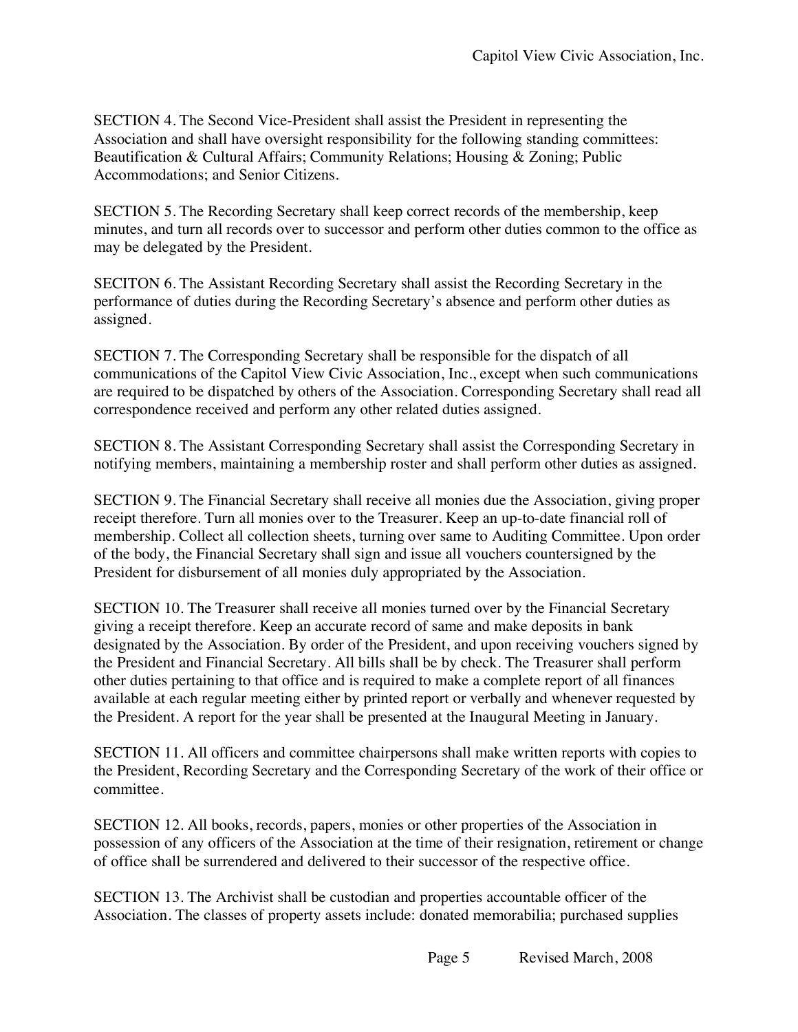SECTION 4. The Second Vice-President shall assist the President in representing the Association and shall have oversight responsibility for the following standing committees: Beautification & Cultural Affairs; Community Relations; Housing & Zoning; Public Accommodations; and Senior Citizens.

SECTION 5. The Recording Secretary shall keep correct records of the membership, keep minutes, and turn all records over to successor and perform other duties common to the office as may be delegated by the President.

SECITON 6. The Assistant Recording Secretary shall assist the Recording Secretary in the performance of duties during the Recording Secretary's absence and perform other duties as assigned.

SECTION 7. The Corresponding Secretary shall be responsible for the dispatch of all communications of the Capitol View Civic Association, Inc., except when such communications are required to be dispatched by others of the Association. Corresponding Secretary shall read all correspondence received and perform any other related duties assigned.

SECTION 8. The Assistant Corresponding Secretary shall assist the Corresponding Secretary in notifying members, maintaining a membership roster and shall perform other duties as assigned.

SECTION 9. The Financial Secretary shall receive all monies due the Association, giving proper receipt therefore. Turn all monies over to the Treasurer. Keep an up-to-date financial roll of membership. Collect all collection sheets, turning over same to Auditing Committee. Upon order of the body, the Financial Secretary shall sign and issue all vouchers countersigned by the President for disbursement of all monies duly appropriated by the Association.

SECTION 10. The Treasurer shall receive all monies turned over by the Financial Secretary giving a receipt therefore. Keep an accurate record of same and make deposits in bank designated by the Association. By order of the President, and upon receiving vouchers signed by the President and Financial Secretary. All bills shall be by check. The Treasurer shall perform other duties pertaining to that office and is required to make a complete report of all finances available at each regular meeting either by printed report or verbally and whenever requested by the President. A report for the year shall be presented at the Inaugural Meeting in January.

SECTION 11. All officers and committee chairpersons shall make written reports with copies to the President, Recording Secretary and the Corresponding Secretary of the work of their office or committee.

SECTION 12. All books, records, papers, monies or other properties of the Association in possession of any officers of the Association at the time of their resignation, retirement or change of office shall be surrendered and delivered to their successor of the respective office.

SECTION 13. The Archivist shall be custodian and properties accountable officer of the Association. The classes of property assets include: donated memorabilia; purchased supplies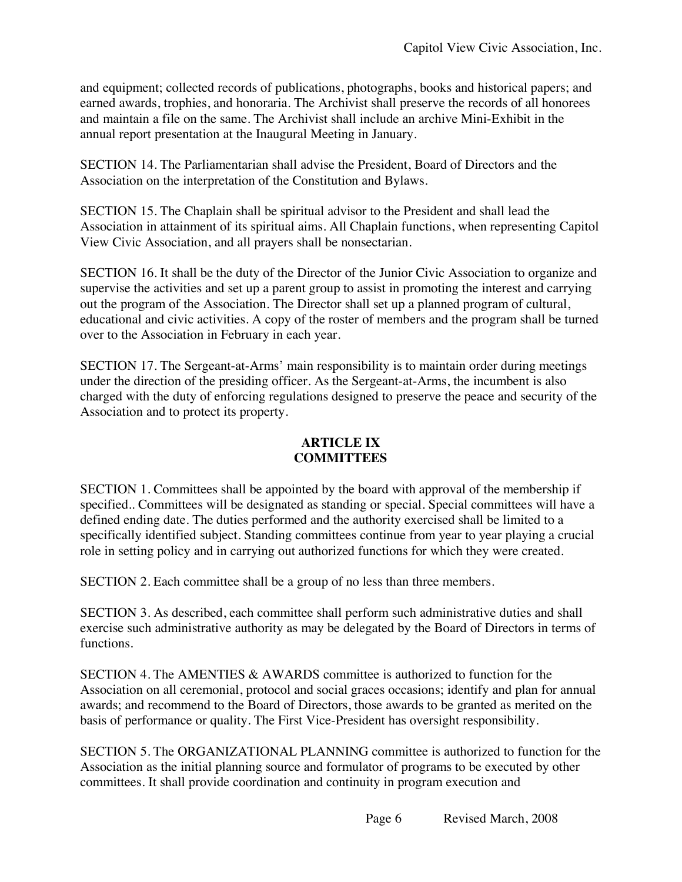and equipment; collected records of publications, photographs, books and historical papers; and earned awards, trophies, and honoraria. The Archivist shall preserve the records of all honorees and maintain a file on the same. The Archivist shall include an archive Mini-Exhibit in the annual report presentation at the Inaugural Meeting in January.

SECTION 14. The Parliamentarian shall advise the President, Board of Directors and the Association on the interpretation of the Constitution and Bylaws.

SECTION 15. The Chaplain shall be spiritual advisor to the President and shall lead the Association in attainment of its spiritual aims. All Chaplain functions, when representing Capitol View Civic Association, and all prayers shall be nonsectarian.

SECTION 16. It shall be the duty of the Director of the Junior Civic Association to organize and supervise the activities and set up a parent group to assist in promoting the interest and carrying out the program of the Association. The Director shall set up a planned program of cultural, educational and civic activities. A copy of the roster of members and the program shall be turned over to the Association in February in each year.

SECTION 17. The Sergeant-at-Arms' main responsibility is to maintain order during meetings under the direction of the presiding officer. As the Sergeant-at-Arms, the incumbent is also charged with the duty of enforcing regulations designed to preserve the peace and security of the Association and to protect its property.

## ARTICLE IX
## COMMITTEES

SECTION 1. Committees shall be appointed by the board with approval of the membership if specified.. Committees will be designated as standing or special. Special committees will have a defined ending date. The duties performed and the authority exercised shall be limited to a specifically identified subject. Standing committees continue from year to year playing a crucial role in setting policy and in carrying out authorized functions for which they were created.

SECTION 2. Each committee shall be a group of no less than three members.

SECTION 3. As described, each committee shall perform such administrative duties and shall exercise such administrative authority as may be delegated by the Board of Directors in terms of functions.

SECTION 4. The AMENTIES & AWARDS committee is authorized to function for the Association on all ceremonial, protocol and social graces occasions; identify and plan for annual awards; and recommend to the Board of Directors, those awards to be granted as merited on the basis of performance or quality. The First Vice-President has oversight responsibility.

SECTION 5. The ORGANIZATIONAL PLANNING committee is authorized to function for the Association as the initial planning source and formulator of programs to be executed by other committees. It shall provide coordination and continuity in program execution and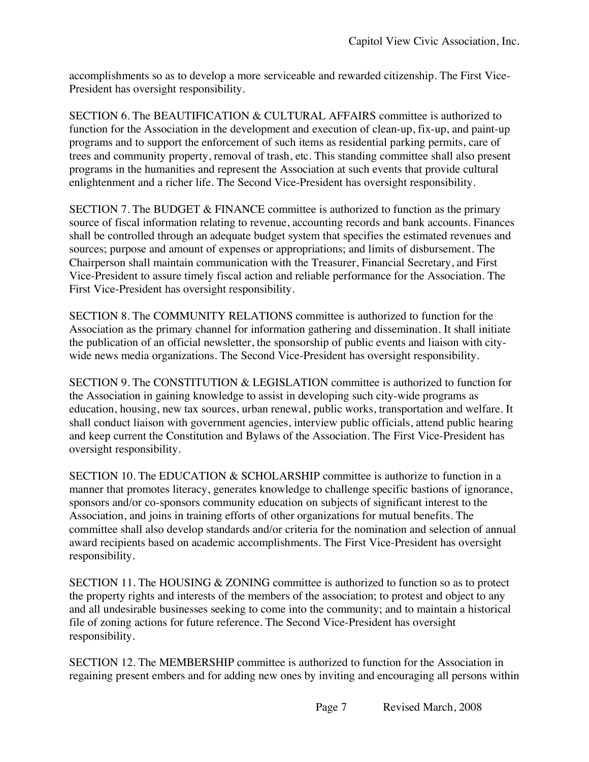accomplishments so as to develop a more serviceable and rewarded citizenship. The First Vice-President has oversight responsibility.

SECTION 6. The BEAUTIFICATION & CULTURAL AFFAIRS committee is authorized to function for the Association in the development and execution of clean-up, fix-up, and paint-up programs and to support the enforcement of such items as residential parking permits, care of trees and community property, removal of trash, etc. This standing committee shall also present programs in the humanities and represent the Association at such events that provide cultural enlightenment and a richer life. The Second Vice-President has oversight responsibility.

SECTION 7. The BUDGET & FINANCE committee is authorized to function as the primary source of fiscal information relating to revenue, accounting records and bank accounts. Finances shall be controlled through an adequate budget system that specifies the estimated revenues and sources; purpose and amount of expenses or appropriations; and limits of disbursement. The Chairperson shall maintain communication with the Treasurer, Financial Secretary, and First Vice-President to assure timely fiscal action and reliable performance for the Association. The First Vice-President has oversight responsibility.

SECTION 8. The COMMUNITY RELATIONS committee is authorized to function for the Association as the primary channel for information gathering and dissemination. It shall initiate the publication of an official newsletter, the sponsorship of public events and liaison with city-wide news media organizations. The Second Vice-President has oversight responsibility.

SECTION 9. The CONSTITUTION & LEGISLATION committee is authorized to function for the Association in gaining knowledge to assist in developing such city-wide programs as education, housing, new tax sources, urban renewal, public works, transportation and welfare. It shall conduct liaison with government agencies, interview public officials, attend public hearing and keep current the Constitution and Bylaws of the Association. The First Vice-President has oversight responsibility.

SECTION 10. The EDUCATION & SCHOLARSHIP committee is authorize to function in a manner that promotes literacy, generates knowledge to challenge specific bastions of ignorance, sponsors and/or co-sponsors community education on subjects of significant interest to the Association, and joins in training efforts of other organizations for mutual benefits. The committee shall also develop standards and/or criteria for the nomination and selection of annual award recipients based on academic accomplishments. The First Vice-President has oversight responsibility.

SECTION 11. The HOUSING & ZONING committee is authorized to function so as to protect the property rights and interests of the members of the association; to protest and object to any and all undesirable businesses seeking to come into the community; and to maintain a historical file of zoning actions for future reference. The Second Vice-President has oversight responsibility.

SECTION 12. The MEMBERSHIP committee is authorized to function for the Association in regaining present embers and for adding new ones by inviting and encouraging all persons within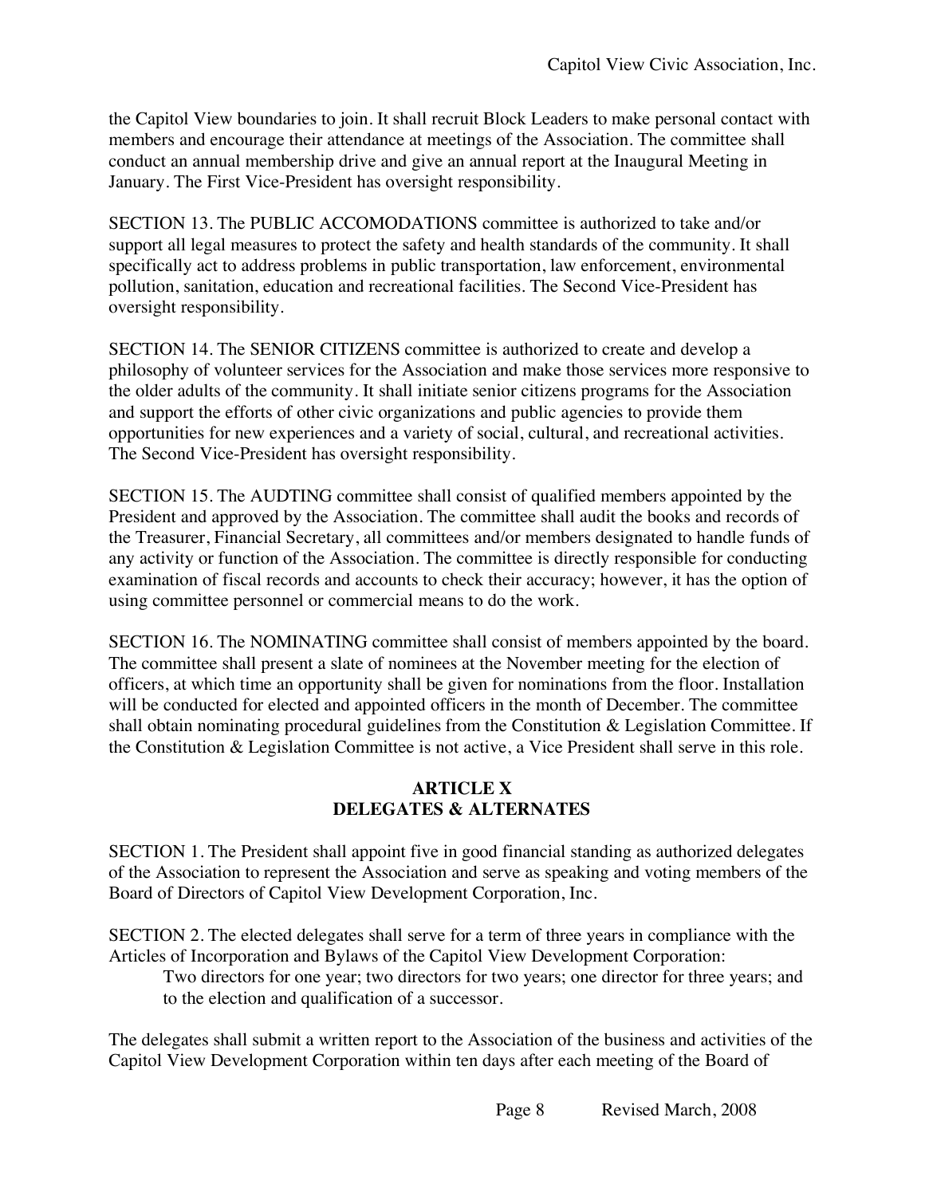the Capitol View boundaries to join. It shall recruit Block Leaders to make personal contact with members and encourage their attendance at meetings of the Association. The committee shall conduct an annual membership drive and give an annual report at the Inaugural Meeting in January. The First Vice-President has oversight responsibility.

SECTION 13. The PUBLIC ACCOMODATIONS committee is authorized to take and/or support all legal measures to protect the safety and health standards of the community. It shall specifically act to address problems in public transportation, law enforcement, environmental pollution, sanitation, education and recreational facilities. The Second Vice-President has oversight responsibility.

SECTION 14. The SENIOR CITIZENS committee is authorized to create and develop a philosophy of volunteer services for the Association and make those services more responsive to the older adults of the community. It shall initiate senior citizens programs for the Association and support the efforts of other civic organizations and public agencies to provide them opportunities for new experiences and a variety of social, cultural, and recreational activities. The Second Vice-President has oversight responsibility.

SECTION 15. The AUDTING committee shall consist of qualified members appointed by the President and approved by the Association. The committee shall audit the books and records of the Treasurer, Financial Secretary, all committees and/or members designated to handle funds of any activity or function of the Association. The committee is directly responsible for conducting examination of fiscal records and accounts to check their accuracy; however, it has the option of using committee personnel or commercial means to do the work.

SECTION 16. The NOMINATING committee shall consist of members appointed by the board. The committee shall present a slate of nominees at the November meeting for the election of officers, at which time an opportunity shall be given for nominations from the floor. Installation will be conducted for elected and appointed officers in the month of December. The committee shall obtain nominating procedural guidelines from the Constitution & Legislation Committee. If the Constitution & Legislation Committee is not active, a Vice President shall serve in this role.

## ARTICLE X
## DELEGATES & ALTERNATES

SECTION 1. The President shall appoint five in good financial standing as authorized delegates of the Association to represent the Association and serve as speaking and voting members of the Board of Directors of Capitol View Development Corporation, Inc.

SECTION 2. The elected delegates shall serve for a term of three years in compliance with the Articles of Incorporation and Bylaws of the Capitol View Development Corporation:

> Two directors for one year; two directors for two years; one director for three years; and to the election and qualification of a successor.

The delegates shall submit a written report to the Association of the business and activities of the Capitol View Development Corporation within ten days after each meeting of the Board of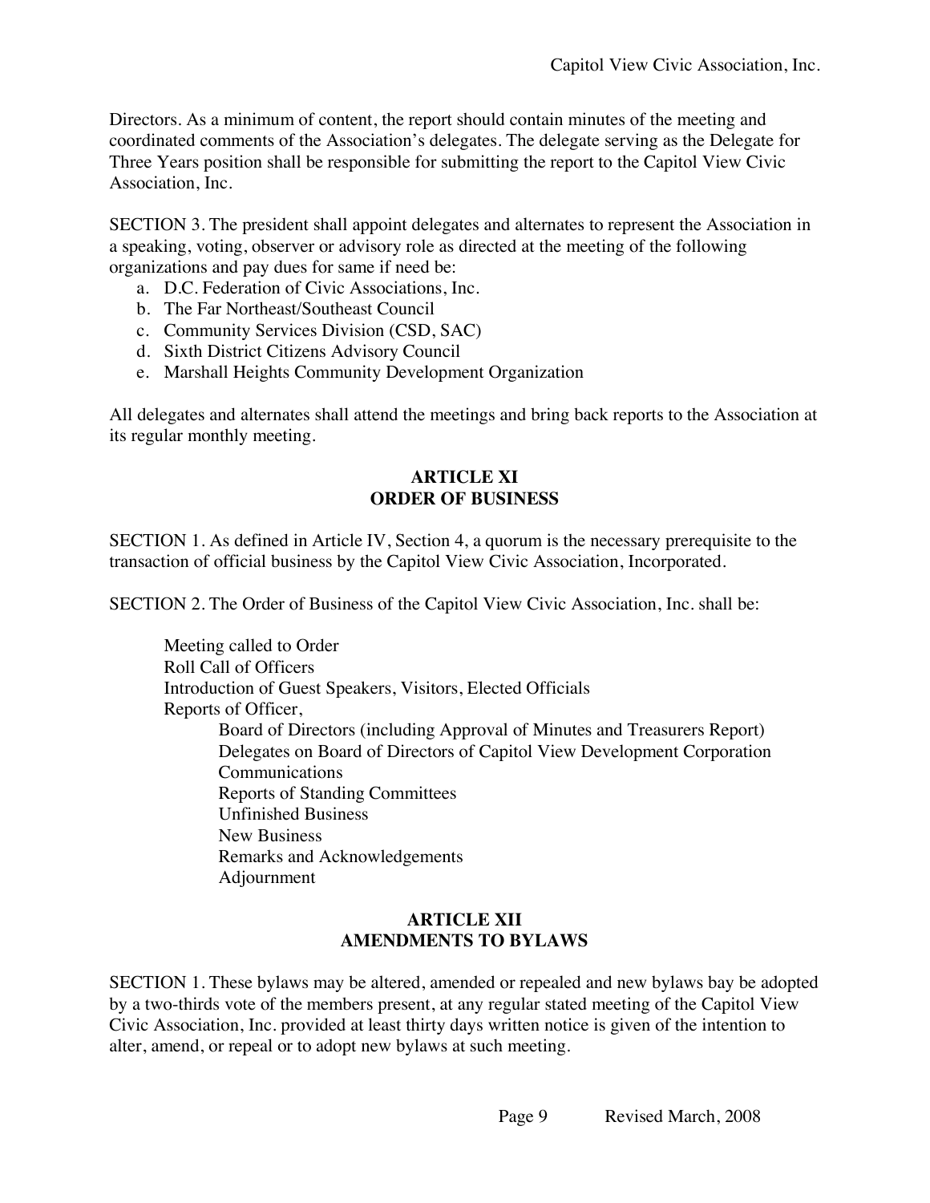Directors. As a minimum of content, the report should contain minutes of the meeting and coordinated comments of the Association's delegates. The delegate serving as the Delegate for Three Years position shall be responsible for submitting the report to the Capitol View Civic Association, Inc.

SECTION 3. The president shall appoint delegates and alternates to represent the Association in a speaking, voting, observer or advisory role as directed at the meeting of the following organizations and pay dues for same if need be:

a. D.C. Federation of Civic Associations, Inc.
b. The Far Northeast/Southeast Council
c. Community Services Division (CSD, SAC)
d. Sixth District Citizens Advisory Council
e. Marshall Heights Community Development Organization

All delegates and alternates shall attend the meetings and bring back reports to the Association at its regular monthly meeting.

## ARTICLE XI
## ORDER OF BUSINESS

SECTION 1. As defined in Article IV, Section 4, a quorum is the necessary prerequisite to the transaction of official business by the Capitol View Civic Association, Incorporated.

SECTION 2. The Order of Business of the Capitol View Civic Association, Inc. shall be:

- Meeting called to Order
- Roll Call of Officers
- Introduction of Guest Speakers, Visitors, Elected Officials
- Reports of Officer,
  - Board of Directors (including Approval of Minutes and Treasurers Report)
  - Delegates on Board of Directors of Capitol View Development Corporation
  - Communications
  - Reports of Standing Committees
  - Unfinished Business
  - New Business
  - Remarks and Acknowledgements
  - Adjournment

## ARTICLE XII
## AMENDMENTS TO BYLAWS

SECTION 1. These bylaws may be altered, amended or repealed and new bylaws bay be adopted by a two-thirds vote of the members present, at any regular stated meeting of the Capitol View Civic Association, Inc. provided at least thirty days written notice is given of the intention to alter, amend, or repeal or to adopt new bylaws at such meeting.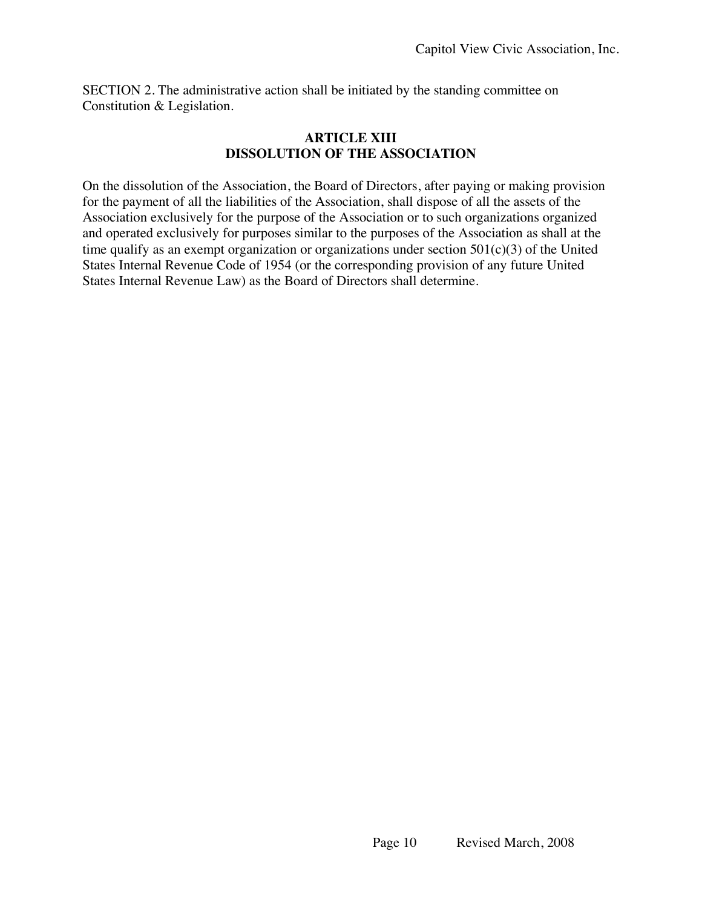SECTION 2. The administrative action shall be initiated by the standing committee on Constitution & Legislation.

## ARTICLE XIII
## DISSOLUTION OF THE ASSOCIATION

On the dissolution of the Association, the Board of Directors, after paying or making provision for the payment of all the liabilities of the Association, shall dispose of all the assets of the Association exclusively for the purpose of the Association or to such organizations organized and operated exclusively for purposes similar to the purposes of the Association as shall at the time qualify as an exempt organization or organizations under section 501(c)(3) of the United States Internal Revenue Code of 1954 (or the corresponding provision of any future United States Internal Revenue Law) as the Board of Directors shall determine.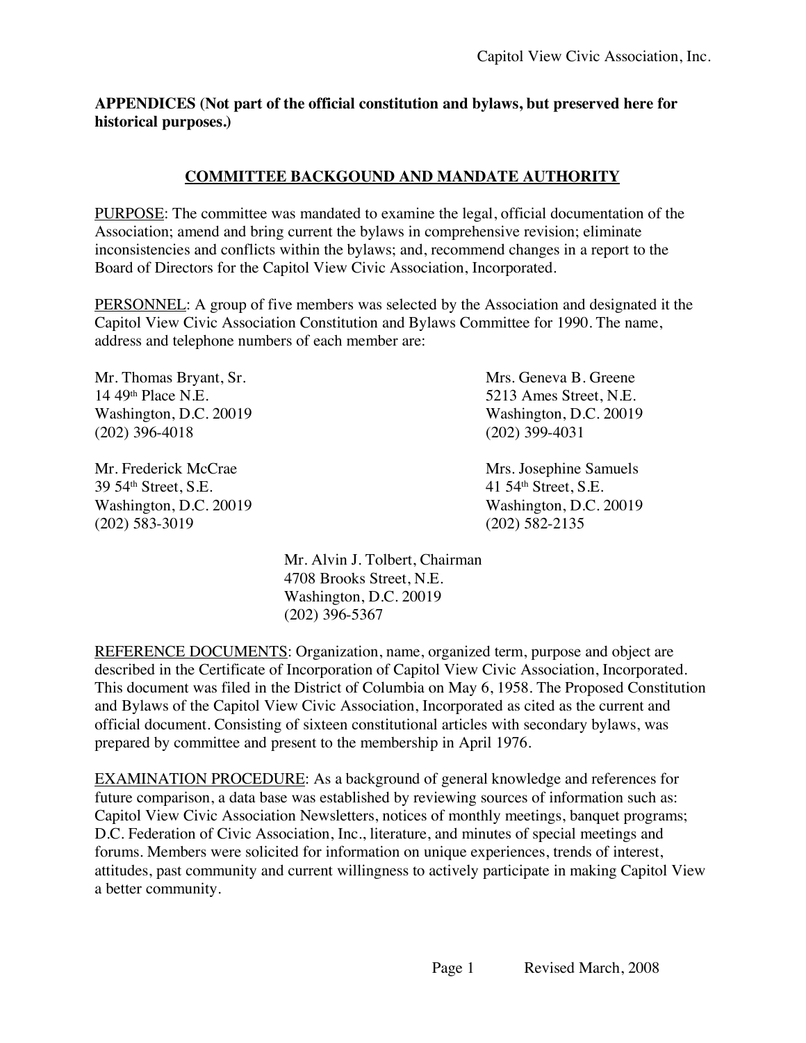**APPENDICES (Not part of the official constitution and bylaws, but preserved here for historical purposes.)**

## COMMITTEE BACKGOUND AND MANDATE AUTHORITY

PURPOSE: The committee was mandated to examine the legal, official documentation of the Association; amend and bring current the bylaws in comprehensive revision; eliminate inconsistencies and conflicts within the bylaws; and, recommend changes in a report to the Board of Directors for the Capitol View Civic Association, Incorporated.

PERSONNEL: A group of five members was selected by the Association and designated it the Capitol View Civic Association Constitution and Bylaws Committee for 1990. The name, address and telephone numbers of each member are:

Mr. Thomas Bryant, Sr.
14 49th Place N.E.
Washington, D.C. 20019
(202) 396-4018

Mrs. Geneva B. Greene
5213 Ames Street, N.E.
Washington, D.C. 20019
(202) 399-4031

Mr. Frederick McCrae
39 54th Street, S.E.
Washington, D.C. 20019
(202) 583-3019

Mrs. Josephine Samuels
41 54th Street, S.E.
Washington, D.C. 20019
(202) 582-2135

Mr. Alvin J. Tolbert, Chairman
4708 Brooks Street, N.E.
Washington, D.C. 20019
(202) 396-5367

REFERENCE DOCUMENTS: Organization, name, organized term, purpose and object are described in the Certificate of Incorporation of Capitol View Civic Association, Incorporated. This document was filed in the District of Columbia on May 6, 1958. The Proposed Constitution and Bylaws of the Capitol View Civic Association, Incorporated as cited as the current and official document. Consisting of sixteen constitutional articles with secondary bylaws, was prepared by committee and present to the membership in April 1976.

EXAMINATION PROCEDURE: As a background of general knowledge and references for future comparison, a data base was established by reviewing sources of information such as: Capitol View Civic Association Newsletters, notices of monthly meetings, banquet programs; D.C. Federation of Civic Association, Inc., literature, and minutes of special meetings and forums. Members were solicited for information on unique experiences, trends of interest, attitudes, past community and current willingness to actively participate in making Capitol View a better community.